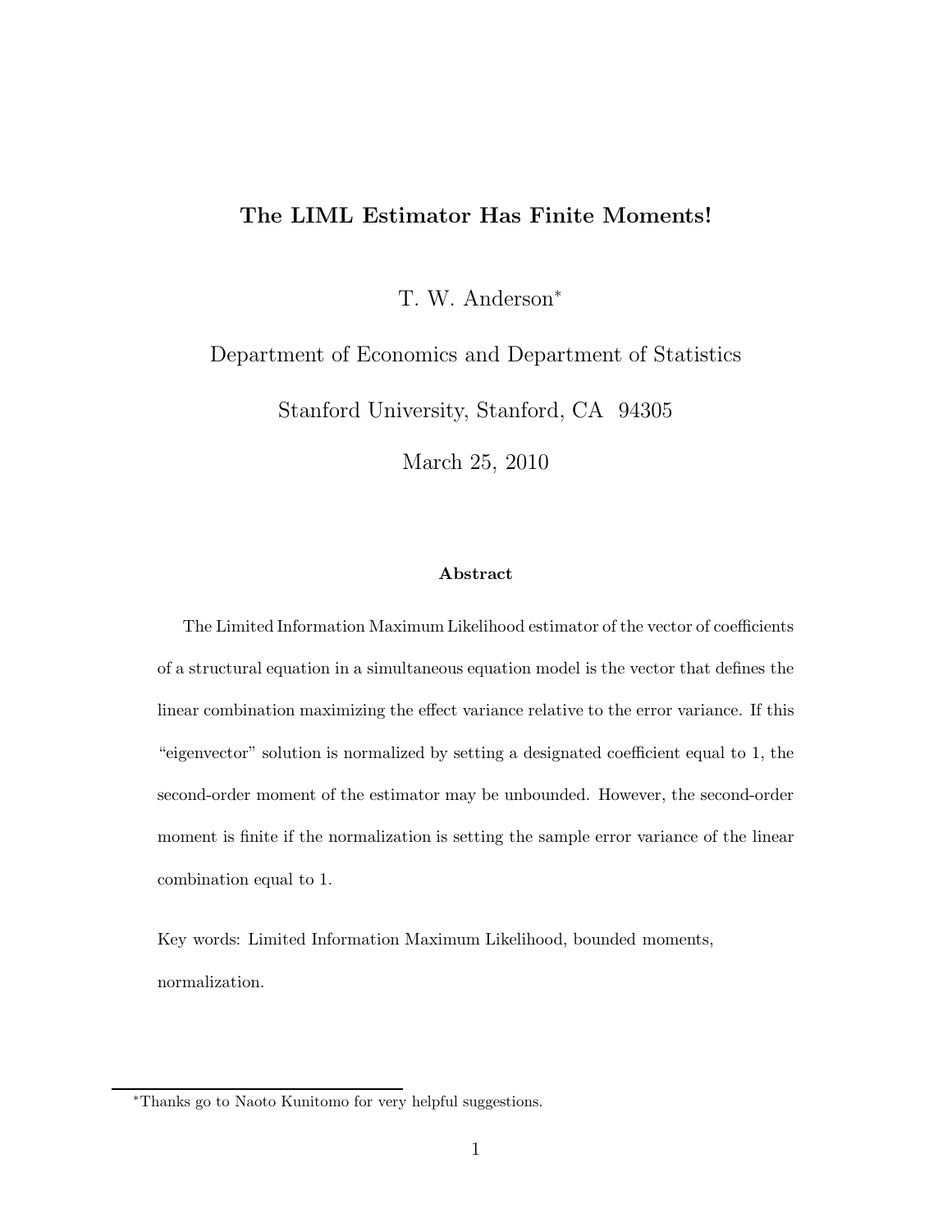# The LIML Estimator Has Finite Moments!

T. W. Anderson*

Department of Economics and Department of Statistics

Stanford University, Stanford, CA 94305

March 25, 2010

### Abstract

The Limited Information Maximum Likelihood estimator of the vector of coefficients of a structural equation in a simultaneous equation model is the vector that defines the linear combination maximizing the effect variance relative to the error variance. If this "eigenvector" solution is normalized by setting a designated coefficient equal to 1, the second-order moment of the estimator may be unbounded. However, the second-order moment is finite if the normalization is setting the sample error variance of the linear combination equal to 1.

Key words: Limited Information Maximum Likelihood, bounded moments, normalization.

*Thanks go to Naoto Kunitomo for very helpful suggestions.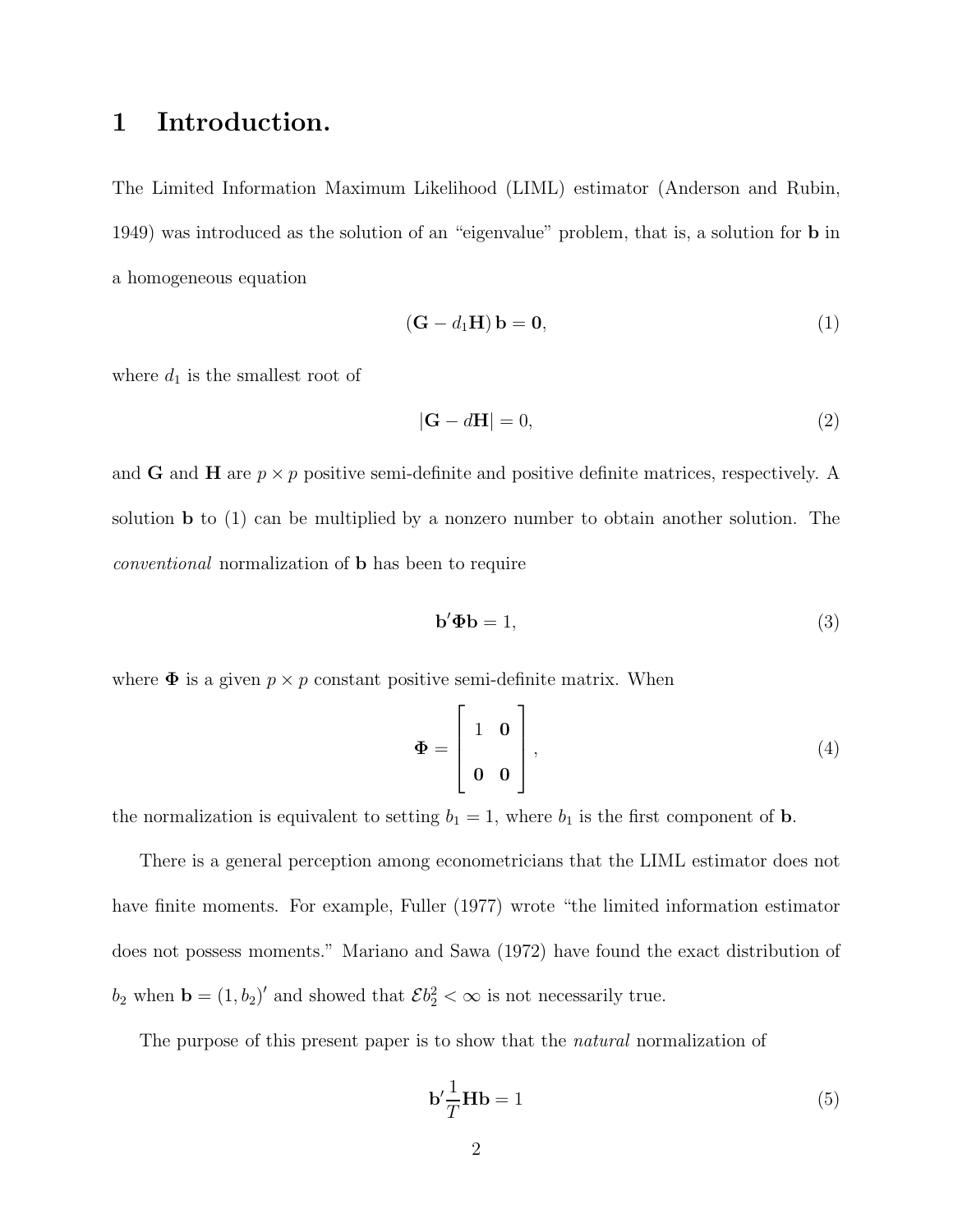# 1 Introduction.

The Limited Information Maximum Likelihood (LIML) estimator (Anderson and Rubin, 1949) was introduced as the solution of an "eigenvalue" problem, that is, a solution for $\mathbf{b}$ in a homogeneous equation

$$(\mathbf{G} - d_1\mathbf{H})\,\mathbf{b} = \mathbf{0}, \tag{1}$$

where $d_1$ is the smallest root of

$$|\mathbf{G} - d\mathbf{H}| = 0, \tag{2}$$

and $\mathbf{G}$ and $\mathbf{H}$ are $p \times p$ positive semi-definite and positive definite matrices, respectively. A solution $\mathbf{b}$ to (1) can be multiplied by a nonzero number to obtain another solution. The *conventional* normalization of $\mathbf{b}$ has been to require

$$\mathbf{b}'\mathbf{\Phi}\mathbf{b} = 1, \tag{3}$$

where $\mathbf{\Phi}$ is a given $p \times p$ constant positive semi-definite matrix. When

$$\mathbf{\Phi} = \begin{bmatrix} 1 & \mathbf{0} \\ \mathbf{0} & \mathbf{0} \end{bmatrix}, \tag{4}$$

the normalization is equivalent to setting $b_1 = 1$, where $b_1$ is the first component of $\mathbf{b}$.

There is a general perception among econometricians that the LIML estimator does not have finite moments. For example, Fuller (1977) wrote "the limited information estimator does not possess moments." Mariano and Sawa (1972) have found the exact distribution of $b_2$ when $\mathbf{b} = (1, b_2)'$ and showed that $\mathcal{E}b_2^2 < \infty$ is not necessarily true.

The purpose of this present paper is to show that the *natural* normalization of

$$\mathbf{b}'\frac{1}{T}\mathbf{H}\mathbf{b} = 1 \tag{5}$$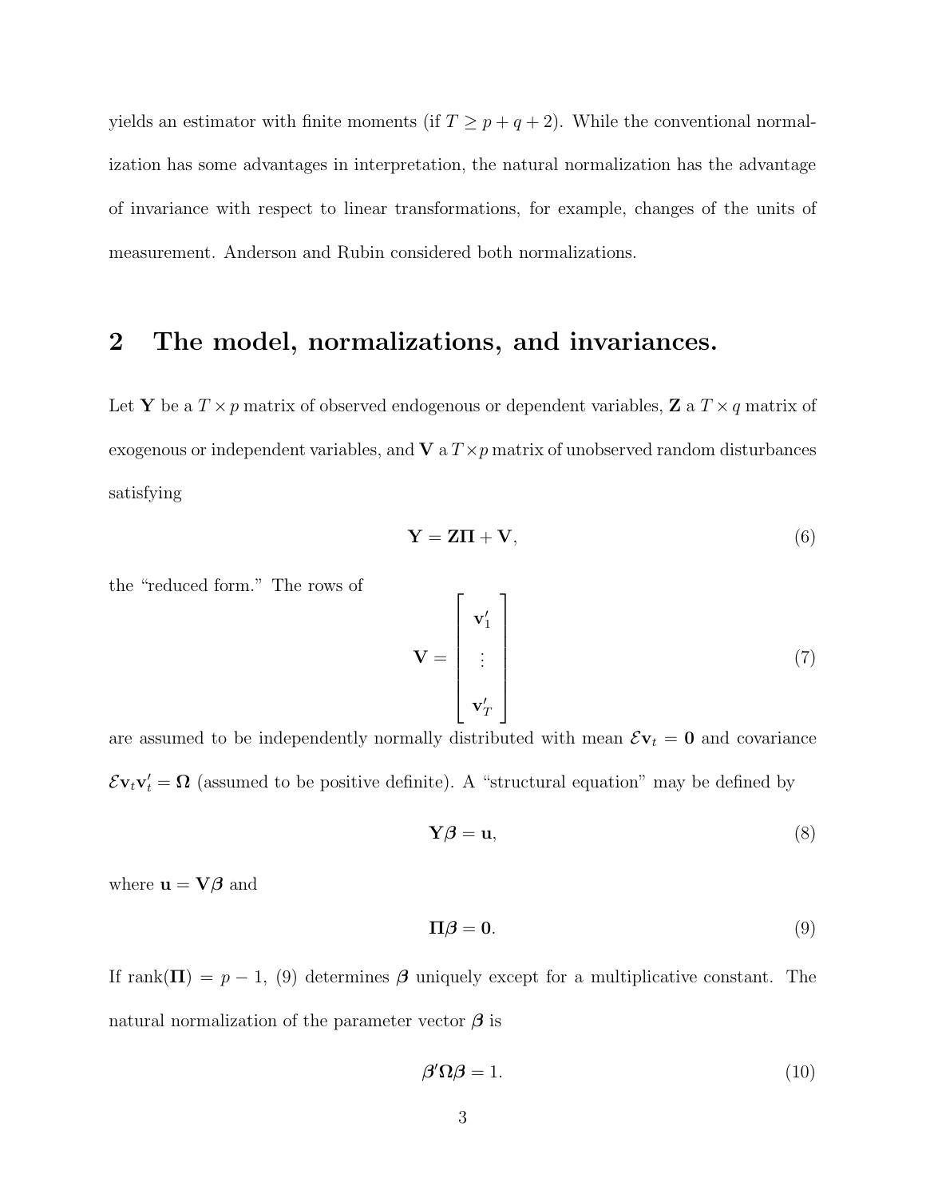yields an estimator with finite moments (if $T \geq p + q + 2$). While the conventional normalization has some advantages in interpretation, the natural normalization has the advantage of invariance with respect to linear transformations, for example, changes of the units of measurement. Anderson and Rubin considered both normalizations.

## 2 The model, normalizations, and invariances.

Let $\mathbf{Y}$ be a $T \times p$ matrix of observed endogenous or dependent variables, $\mathbf{Z}$ a $T \times q$ matrix of exogenous or independent variables, and $\mathbf{V}$ a $T \times p$ matrix of unobserved random disturbances satisfying

$$\mathbf{Y} = \mathbf{Z}\mathbf{\Pi} + \mathbf{V}, \tag{6}$$

the "reduced form." The rows of

$$\mathbf{V} = \begin{bmatrix} \mathbf{v}_1' \\ \vdots \\ \mathbf{v}_T' \end{bmatrix} \tag{7}$$

are assumed to be independently normally distributed with mean $\mathcal{E}\mathbf{v}_t = \mathbf{0}$ and covariance $\mathcal{E}\mathbf{v}_t\mathbf{v}_t' = \mathbf{\Omega}$ (assumed to be positive definite). A "structural equation" may be defined by

$$\mathbf{Y}\boldsymbol{\beta} = \mathbf{u}, \tag{8}$$

where $\mathbf{u} = \mathbf{V}\boldsymbol{\beta}$ and

$$\mathbf{\Pi}\boldsymbol{\beta} = \mathbf{0}. \tag{9}$$

If $\text{rank}(\mathbf{\Pi}) = p - 1$, (9) determines $\boldsymbol{\beta}$ uniquely except for a multiplicative constant. The natural normalization of the parameter vector $\boldsymbol{\beta}$ is

$$\boldsymbol{\beta}'\mathbf{\Omega}\boldsymbol{\beta} = 1. \tag{10}$$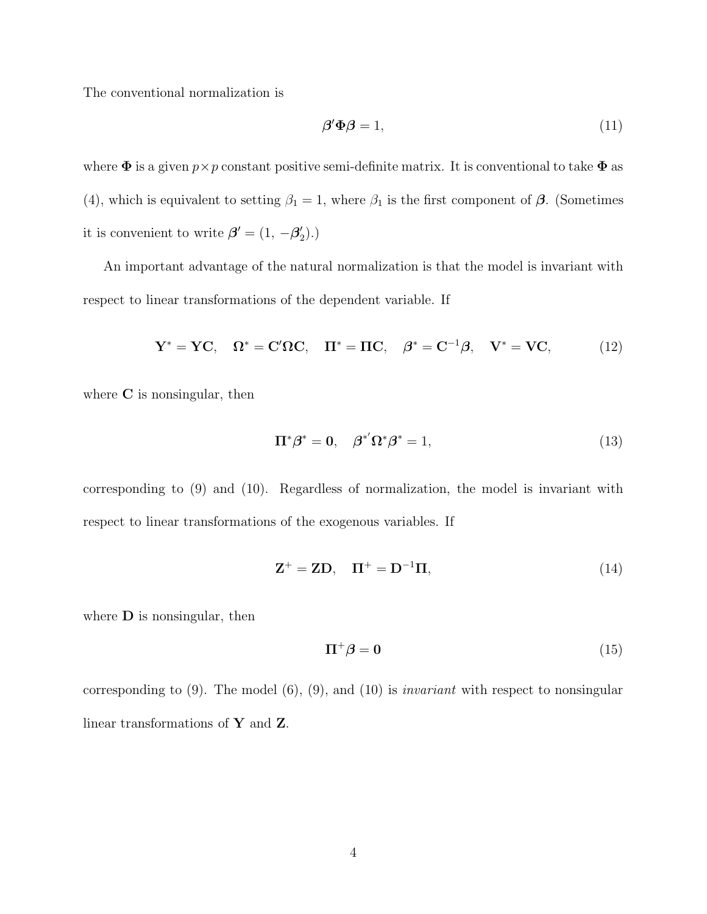The conventional normalization is

$$\boldsymbol{\beta}'\boldsymbol{\Phi}\boldsymbol{\beta} = 1, \tag{11}$$

where $\boldsymbol{\Phi}$ is a given $p \times p$ constant positive semi-definite matrix. It is conventional to take $\boldsymbol{\Phi}$ as (4), which is equivalent to setting $\beta_1 = 1$, where $\beta_1$ is the first component of $\boldsymbol{\beta}$. (Sometimes it is convenient to write $\boldsymbol{\beta}' = (1, \, -\boldsymbol{\beta}_2')$.)

An important advantage of the natural normalization is that the model is invariant with respect to linear transformations of the dependent variable. If

$$\mathbf{Y}^* = \mathbf{Y}\mathbf{C}, \quad \boldsymbol{\Omega}^* = \mathbf{C}'\boldsymbol{\Omega}\mathbf{C}, \quad \boldsymbol{\Pi}^* = \boldsymbol{\Pi}\mathbf{C}, \quad \boldsymbol{\beta}^* = \mathbf{C}^{-1}\boldsymbol{\beta}, \quad \mathbf{V}^* = \mathbf{V}\mathbf{C}, \tag{12}$$

where $\mathbf{C}$ is nonsingular, then

$$\boldsymbol{\Pi}^*\boldsymbol{\beta}^* = \mathbf{0}, \quad \boldsymbol{\beta}^{*'}\boldsymbol{\Omega}^*\boldsymbol{\beta}^* = 1, \tag{13}$$

corresponding to (9) and (10). Regardless of normalization, the model is invariant with respect to linear transformations of the exogenous variables. If

$$\mathbf{Z}^+ = \mathbf{Z}\mathbf{D}, \quad \boldsymbol{\Pi}^+ = \mathbf{D}^{-1}\boldsymbol{\Pi}, \tag{14}$$

where $\mathbf{D}$ is nonsingular, then

$$\boldsymbol{\Pi}^+\boldsymbol{\beta} = \mathbf{0} \tag{15}$$

corresponding to (9). The model (6), (9), and (10) is *invariant* with respect to nonsingular linear transformations of $\mathbf{Y}$ and $\mathbf{Z}$.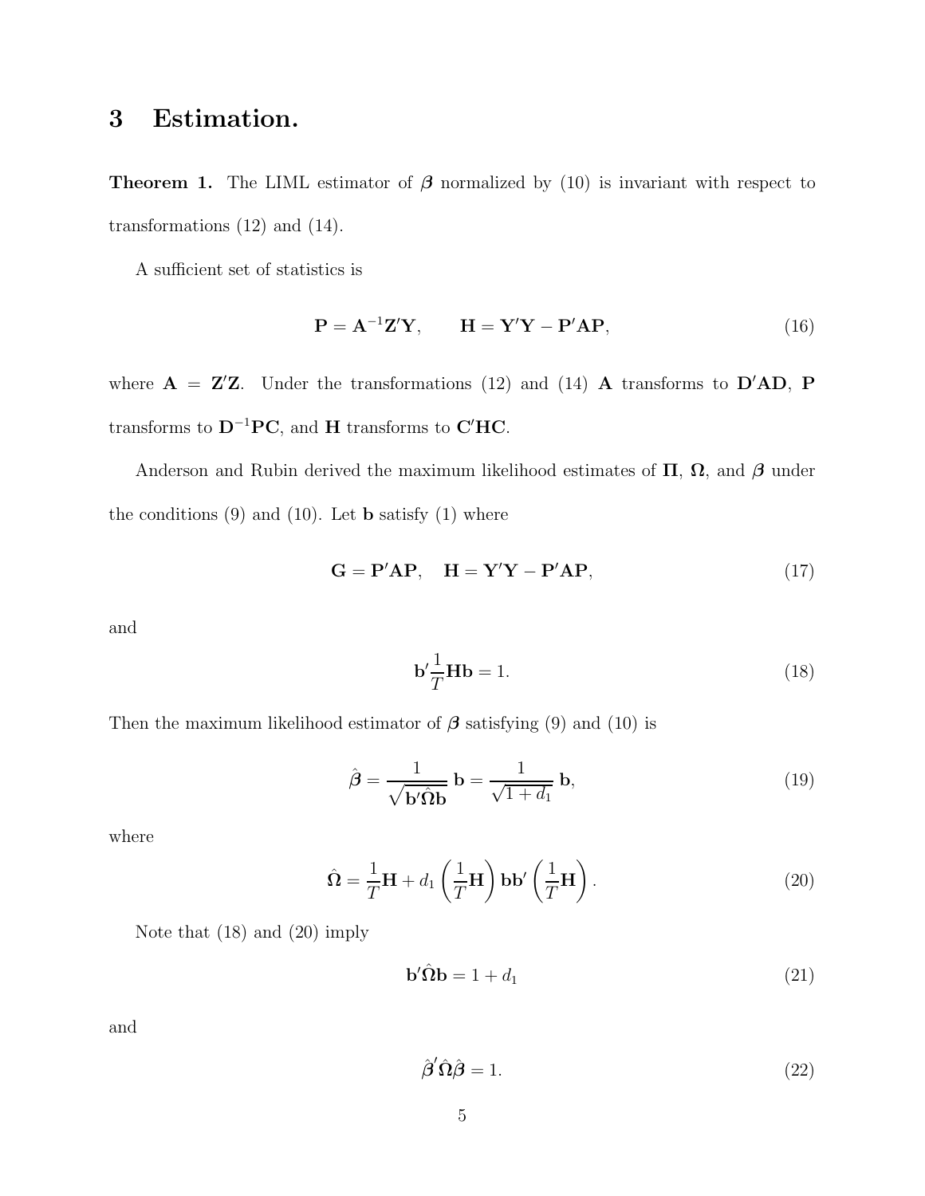# 3 Estimation.

**Theorem 1.** The LIML estimator of $\boldsymbol{\beta}$ normalized by (10) is invariant with respect to transformations (12) and (14).

A sufficient set of statistics is

$$\mathbf{P} = \mathbf{A}^{-1}\mathbf{Z}'\mathbf{Y}, \qquad \mathbf{H} = \mathbf{Y}'\mathbf{Y} - \mathbf{P}'\mathbf{A}\mathbf{P}, \tag{16}$$

where $\mathbf{A} = \mathbf{Z}'\mathbf{Z}$. Under the transformations (12) and (14) $\mathbf{A}$ transforms to $\mathbf{D}'\mathbf{A}\mathbf{D}$, $\mathbf{P}$ transforms to $\mathbf{D}^{-1}\mathbf{P}\mathbf{C}$, and $\mathbf{H}$ transforms to $\mathbf{C}'\mathbf{H}\mathbf{C}$.

Anderson and Rubin derived the maximum likelihood estimates of $\boldsymbol{\Pi}$, $\boldsymbol{\Omega}$, and $\boldsymbol{\beta}$ under the conditions (9) and (10). Let $\mathbf{b}$ satisfy (1) where

$$\mathbf{G} = \mathbf{P}'\mathbf{A}\mathbf{P}, \quad \mathbf{H} = \mathbf{Y}'\mathbf{Y} - \mathbf{P}'\mathbf{A}\mathbf{P}, \tag{17}$$

and

$$\mathbf{b}'\frac{1}{T}\mathbf{H}\mathbf{b} = 1. \tag{18}$$

Then the maximum likelihood estimator of $\boldsymbol{\beta}$ satisfying (9) and (10) is

$$\hat{\boldsymbol{\beta}} = \frac{1}{\sqrt{\mathbf{b}'\hat{\boldsymbol{\Omega}}\mathbf{b}}}\,\mathbf{b} = \frac{1}{\sqrt{1+d_1}}\,\mathbf{b}, \tag{19}$$

where

$$\hat{\boldsymbol{\Omega}} = \frac{1}{T}\mathbf{H} + d_1\left(\frac{1}{T}\mathbf{H}\right)\mathbf{b}\mathbf{b}'\left(\frac{1}{T}\mathbf{H}\right). \tag{20}$$

Note that (18) and (20) imply

$$\mathbf{b}'\hat{\boldsymbol{\Omega}}\mathbf{b} = 1 + d_1 \tag{21}$$

and

$$\hat{\boldsymbol{\beta}}'\hat{\boldsymbol{\Omega}}\hat{\boldsymbol{\beta}} = 1. \tag{22}$$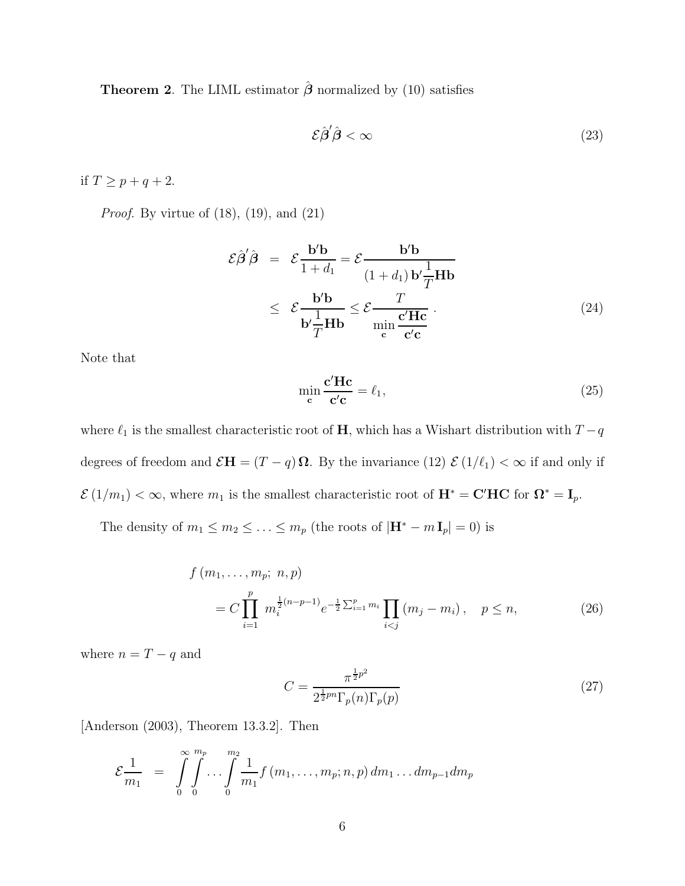**Theorem 2**. The LIML estimator $\hat{\boldsymbol{\beta}}$ normalized by (10) satisfies

$$\mathcal{E}\hat{\boldsymbol{\beta}}'\hat{\boldsymbol{\beta}} < \infty \tag{23}$$

if $T \geq p + q + 2$.

*Proof*. By virtue of (18), (19), and (21)

$$\begin{aligned}
\mathcal{E}\hat{\boldsymbol{\beta}}'\hat{\boldsymbol{\beta}} &= \mathcal{E}\frac{\mathbf{b}'\mathbf{b}}{1+d_1} = \mathcal{E}\frac{\mathbf{b}'\mathbf{b}}{(1+d_1)\,\mathbf{b}'\frac{1}{T}\mathbf{H}\mathbf{b}} \\
&\leq \mathcal{E}\frac{\mathbf{b}'\mathbf{b}}{\mathbf{b}'\frac{1}{T}\mathbf{H}\mathbf{b}} \leq \mathcal{E}\frac{T}{\min\limits_{\mathbf{c}}\frac{\mathbf{c}'\mathbf{H}\mathbf{c}}{\mathbf{c}'\mathbf{c}}}\,.
\end{aligned} \tag{24}$$

Note that

$$\min_{\mathbf{c}}\frac{\mathbf{c}'\mathbf{H}\mathbf{c}}{\mathbf{c}'\mathbf{c}} = \ell_1, \tag{25}$$

where $\ell_1$ is the smallest characteristic root of $\mathbf{H}$, which has a Wishart distribution with $T-q$ degrees of freedom and $\mathcal{E}\mathbf{H} = (T-q)\,\boldsymbol{\Omega}$. By the invariance (12) $\mathcal{E}\,(1/\ell_1) < \infty$ if and only if $\mathcal{E}\,(1/m_1) < \infty$, where $m_1$ is the smallest characteristic root of $\mathbf{H}^* = \mathbf{C}'\mathbf{H}\mathbf{C}$ for $\boldsymbol{\Omega}^* = \mathbf{I}_p$.

The density of $m_1 \leq m_2 \leq \ldots \leq m_p$ (the roots of $|\mathbf{H}^* - m\,\mathbf{I}_p| = 0$) is

$$\begin{aligned}
& f\,(m_1, \ldots, m_p;\ n, p) \\
&= C\prod_{i=1}^{p}\ m_i^{\frac{1}{2}(n-p-1)}e^{-\frac{1}{2}\sum_{i=1}^{p}m_i}\prod_{i<j}(m_j - m_i)\,, \quad p \leq n,
\end{aligned} \tag{26}$$

where $n = T - q$ and

$$C = \frac{\pi^{\frac{1}{2}p^2}}{2^{\frac{1}{2}pn}\Gamma_p(n)\Gamma_p(p)} \tag{27}$$

[Anderson (2003), Theorem 13.3.2]. Then

$$\mathcal{E}\frac{1}{m_1} = \int_0^{\infty}\int_0^{m_p}\cdots\int_0^{m_2}\frac{1}{m_1}f\,(m_1, \ldots, m_p; n, p)\,dm_1\ldots dm_{p-1}dm_p$$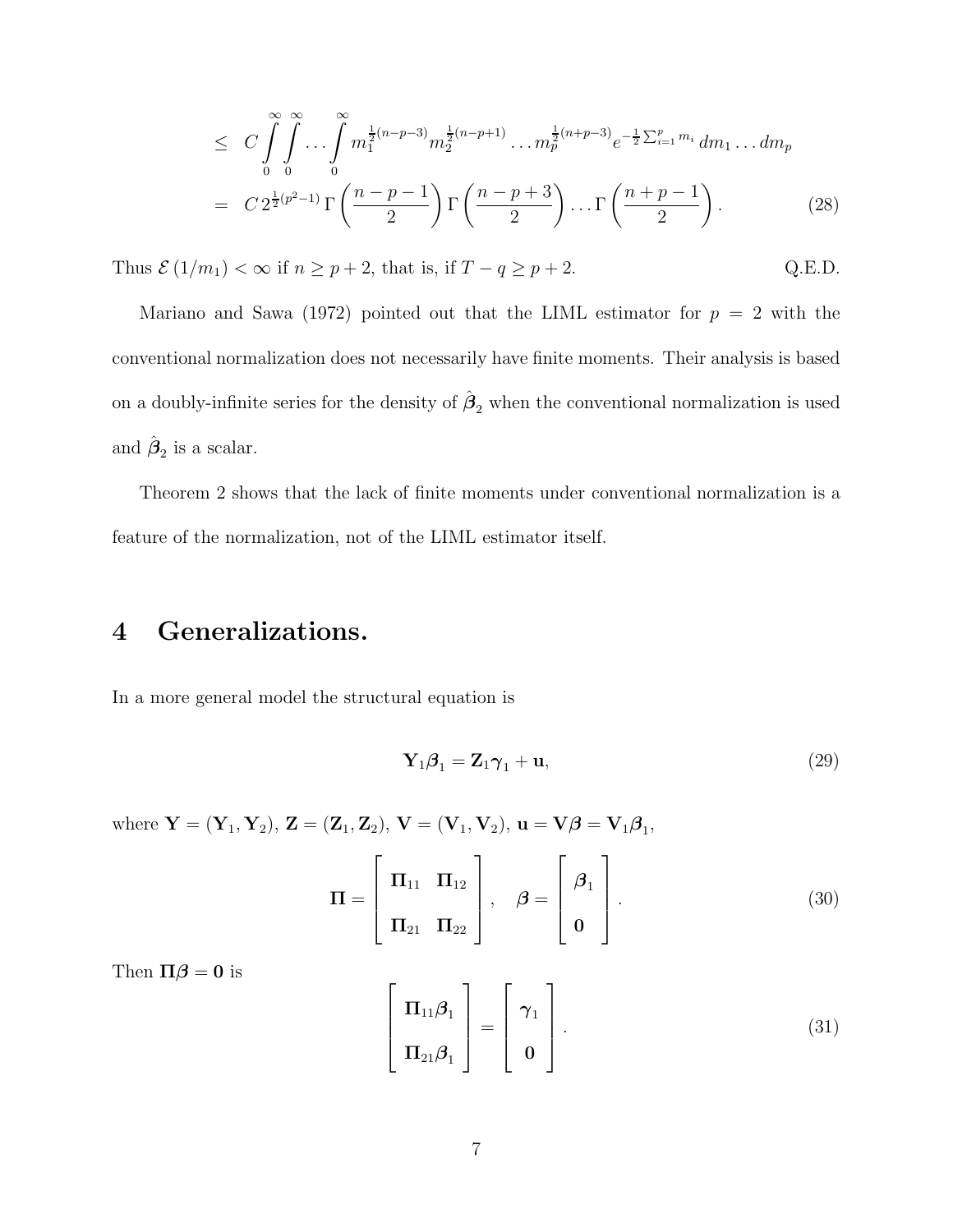$$
\begin{aligned}
&\leq C \int_0^\infty \int_0^\infty \cdots \int_0^\infty m_1^{\frac{1}{2}(n-p-3)} m_2^{\frac{1}{2}(n-p+1)} \cdots m_p^{\frac{1}{2}(n+p-3)} e^{-\frac{1}{2}\sum_{i=1}^p m_i} \, dm_1 \ldots dm_p \\
&= C \, 2^{\frac{1}{2}(p^2-1)} \, \Gamma\left(\frac{n-p-1}{2}\right) \Gamma\left(\frac{n-p+3}{2}\right) \cdots \Gamma\left(\frac{n+p-1}{2}\right). \qquad (28)
\end{aligned}
$$

Thus $\mathcal{E}(1/m_1) < \infty$ if $n \geq p+2$, that is, if $T - q \geq p + 2$. Q.E.D.

Mariano and Sawa (1972) pointed out that the LIML estimator for $p = 2$ with the conventional normalization does not necessarily have finite moments. Their analysis is based on a doubly-infinite series for the density of $\hat{\boldsymbol{\beta}}_2$ when the conventional normalization is used and $\hat{\boldsymbol{\beta}}_2$ is a scalar.

Theorem 2 shows that the lack of finite moments under conventional normalization is a feature of the normalization, not of the LIML estimator itself.

# 4 Generalizations.

In a more general model the structural equation is

$$
\mathbf{Y}_1 \boldsymbol{\beta}_1 = \mathbf{Z}_1 \boldsymbol{\gamma}_1 + \mathbf{u}, \qquad (29)
$$

where $\mathbf{Y} = (\mathbf{Y}_1, \mathbf{Y}_2)$, $\mathbf{Z} = (\mathbf{Z}_1, \mathbf{Z}_2)$, $\mathbf{V} = (\mathbf{V}_1, \mathbf{V}_2)$, $\mathbf{u} = \mathbf{V}\boldsymbol{\beta} = \mathbf{V}_1 \boldsymbol{\beta}_1$,

$$
\boldsymbol{\Pi} = \begin{bmatrix} \boldsymbol{\Pi}_{11} & \boldsymbol{\Pi}_{12} \\ \boldsymbol{\Pi}_{21} & \boldsymbol{\Pi}_{22} \end{bmatrix}, \quad \boldsymbol{\beta} = \begin{bmatrix} \boldsymbol{\beta}_1 \\ \mathbf{0} \end{bmatrix}. \qquad (30)
$$

Then $\boldsymbol{\Pi}\boldsymbol{\beta} = \mathbf{0}$ is

$$
\begin{bmatrix} \boldsymbol{\Pi}_{11} \boldsymbol{\beta}_1 \\ \boldsymbol{\Pi}_{21} \boldsymbol{\beta}_1 \end{bmatrix} = \begin{bmatrix} \boldsymbol{\gamma}_1 \\ \mathbf{0} \end{bmatrix}. \qquad (31)
$$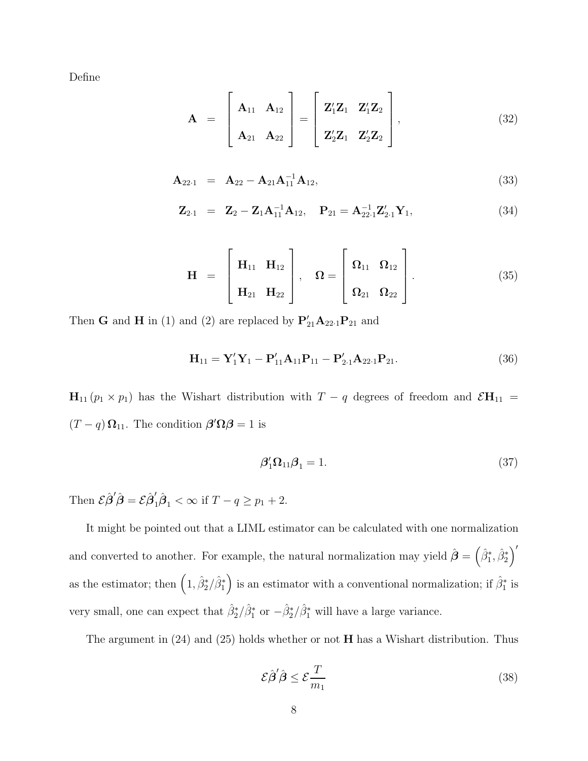Define

$$\mathbf{A} = \begin{bmatrix} \mathbf{A}_{11} & \mathbf{A}_{12} \\ \mathbf{A}_{21} & \mathbf{A}_{22} \end{bmatrix} = \begin{bmatrix} \mathbf{Z}_1'\mathbf{Z}_1 & \mathbf{Z}_1'\mathbf{Z}_2 \\ \mathbf{Z}_2'\mathbf{Z}_1 & \mathbf{Z}_2'\mathbf{Z}_2 \end{bmatrix}, \tag{32}$$

$$\mathbf{A}_{22\cdot1} = \mathbf{A}_{22} - \mathbf{A}_{21}\mathbf{A}_{11}^{-1}\mathbf{A}_{12}, \tag{33}$$

$$\mathbf{Z}_{2\cdot1} = \mathbf{Z}_2 - \mathbf{Z}_1\mathbf{A}_{11}^{-1}\mathbf{A}_{12}, \quad \mathbf{P}_{21} = \mathbf{A}_{22\cdot1}^{-1}\mathbf{Z}_{2\cdot1}'\mathbf{Y}_1, \tag{34}$$

$$\mathbf{H} = \begin{bmatrix} \mathbf{H}_{11} & \mathbf{H}_{12} \\ \mathbf{H}_{21} & \mathbf{H}_{22} \end{bmatrix}, \quad \mathbf{\Omega} = \begin{bmatrix} \mathbf{\Omega}_{11} & \mathbf{\Omega}_{12} \\ \mathbf{\Omega}_{21} & \mathbf{\Omega}_{22} \end{bmatrix}. \tag{35}$$

Then $\mathbf{G}$ and $\mathbf{H}$ in (1) and (2) are replaced by $\mathbf{P}_{21}'\mathbf{A}_{22\cdot1}\mathbf{P}_{21}$ and

$$\mathbf{H}_{11} = \mathbf{Y}_1'\mathbf{Y}_1 - \mathbf{P}_{11}'\mathbf{A}_{11}\mathbf{P}_{11} - \mathbf{P}_{2\cdot1}'\mathbf{A}_{22\cdot1}\mathbf{P}_{21}. \tag{36}$$

$\mathbf{H}_{11}\,(p_1 \times p_1)$ has the Wishart distribution with $T-q$ degrees of freedom and $\mathcal{E}\mathbf{H}_{11} = (T-q)\,\mathbf{\Omega}_{11}$. The condition $\boldsymbol{\beta}'\mathbf{\Omega}\boldsymbol{\beta} = 1$ is

$$\boldsymbol{\beta}_1'\mathbf{\Omega}_{11}\boldsymbol{\beta}_1 = 1. \tag{37}$$

Then $\mathcal{E}\hat{\boldsymbol{\beta}}'\hat{\boldsymbol{\beta}} = \mathcal{E}\hat{\boldsymbol{\beta}}_1'\hat{\boldsymbol{\beta}}_1 < \infty$ if $T - q \geq p_1 + 2$.

It might be pointed out that a LIML estimator can be calculated with one normalization and converted to another. For example, the natural normalization may yield $\hat{\boldsymbol{\beta}} = \left(\hat{\beta}_1^*, \hat{\beta}_2^*\right)'$ as the estimator; then $\left(1, \hat{\beta}_2^*/\hat{\beta}_1^*\right)$ is an estimator with a conventional normalization; if $\hat{\beta}_1^*$ is very small, one can expect that $\hat{\beta}_2^*/\hat{\beta}_1^*$ or $-\hat{\beta}_2^*/\hat{\beta}_1^*$ will have a large variance.

The argument in (24) and (25) holds whether or not $\mathbf{H}$ has a Wishart distribution. Thus

$$\mathcal{E}\hat{\boldsymbol{\beta}}'\hat{\boldsymbol{\beta}} \leq \mathcal{E}\frac{T}{m_1} \tag{38}$$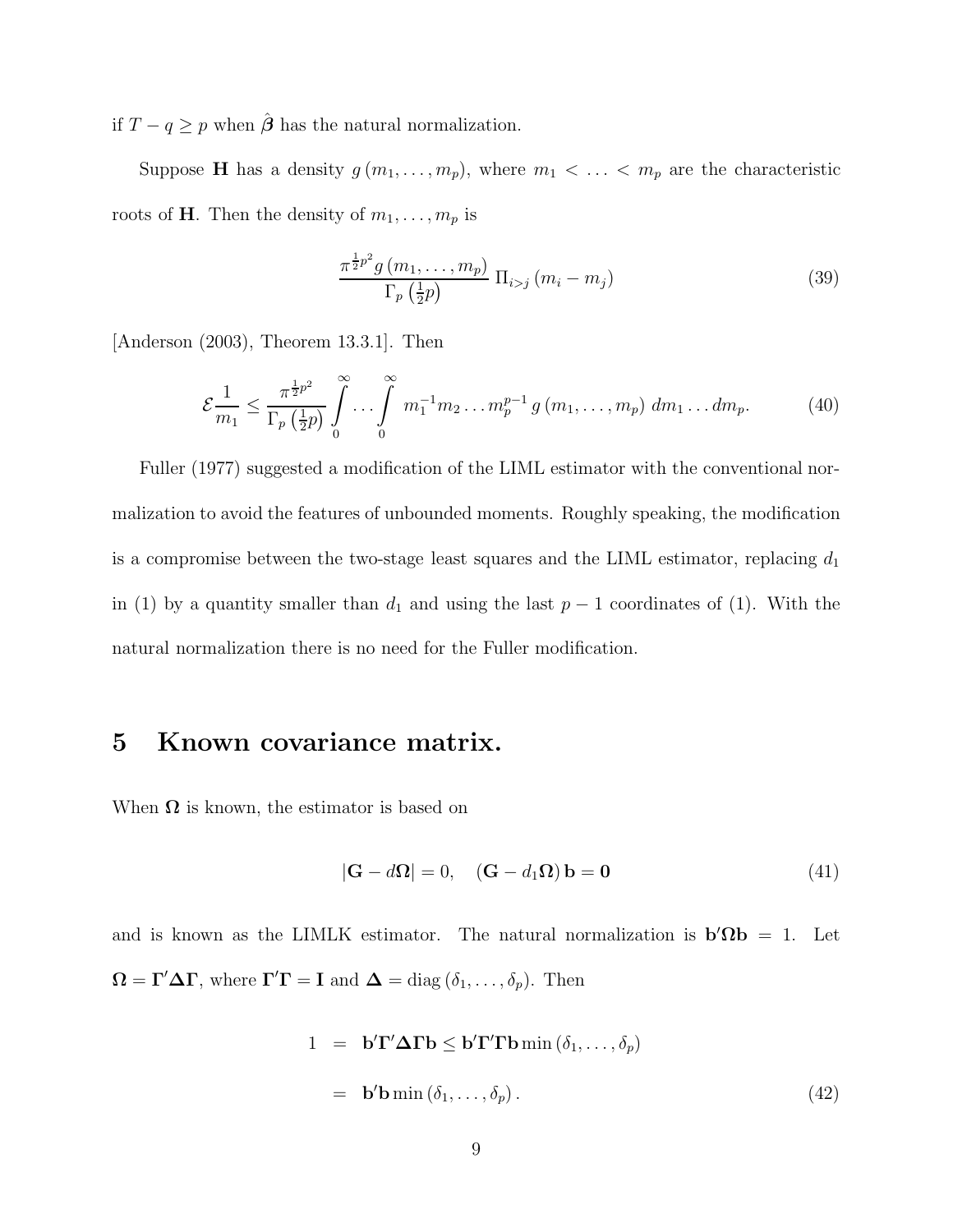if $T - q \geq p$ when $\hat{\boldsymbol{\beta}}$ has the natural normalization.

Suppose $\mathbf{H}$ has a density $g(m_1, \ldots, m_p)$, where $m_1 < \ldots < m_p$ are the characteristic roots of $\mathbf{H}$. Then the density of $m_1, \ldots, m_p$ is

$$\frac{\pi^{\frac{1}{2}p^2} g(m_1, \ldots, m_p)}{\Gamma_p\left(\frac{1}{2}p\right)} \Pi_{i>j}(m_i - m_j) \tag{39}$$

[Anderson (2003), Theorem 13.3.1]. Then

$$\mathcal{E}\frac{1}{m_1} \leq \frac{\pi^{\frac{1}{2}p^2}}{\Gamma_p\left(\frac{1}{2}p\right)} \int_0^\infty \ldots \int_0^\infty m_1^{-1} m_2 \ldots m_p^{p-1}\, g(m_1, \ldots, m_p)\, dm_1 \ldots dm_p. \tag{40}$$

Fuller (1977) suggested a modification of the LIML estimator with the conventional normalization to avoid the features of unbounded moments. Roughly speaking, the modification is a compromise between the two-stage least squares and the LIML estimator, replacing $d_1$ in (1) by a quantity smaller than $d_1$ and using the last $p-1$ coordinates of (1). With the natural normalization there is no need for the Fuller modification.

## 5 Known covariance matrix.

When $\boldsymbol{\Omega}$ is known, the estimator is based on

$$|\mathbf{G} - d\boldsymbol{\Omega}| = 0, \quad (\mathbf{G} - d_1\boldsymbol{\Omega})\,\mathbf{b} = \mathbf{0} \tag{41}$$

and is known as the LIMLK estimator. The natural normalization is $\mathbf{b}'\boldsymbol{\Omega}\mathbf{b} = 1$. Let $\boldsymbol{\Omega} = \boldsymbol{\Gamma}'\boldsymbol{\Delta}\boldsymbol{\Gamma}$, where $\boldsymbol{\Gamma}'\boldsymbol{\Gamma} = \mathbf{I}$ and $\boldsymbol{\Delta} = \operatorname{diag}(\delta_1, \ldots, \delta_p)$. Then

$$\begin{aligned} 1 &= \mathbf{b}'\boldsymbol{\Gamma}'\boldsymbol{\Delta}\boldsymbol{\Gamma}\mathbf{b} \leq \mathbf{b}'\boldsymbol{\Gamma}'\boldsymbol{\Gamma}\mathbf{b}\min(\delta_1, \ldots, \delta_p) \\ &= \mathbf{b}'\mathbf{b}\min(\delta_1, \ldots, \delta_p). \end{aligned} \tag{42}$$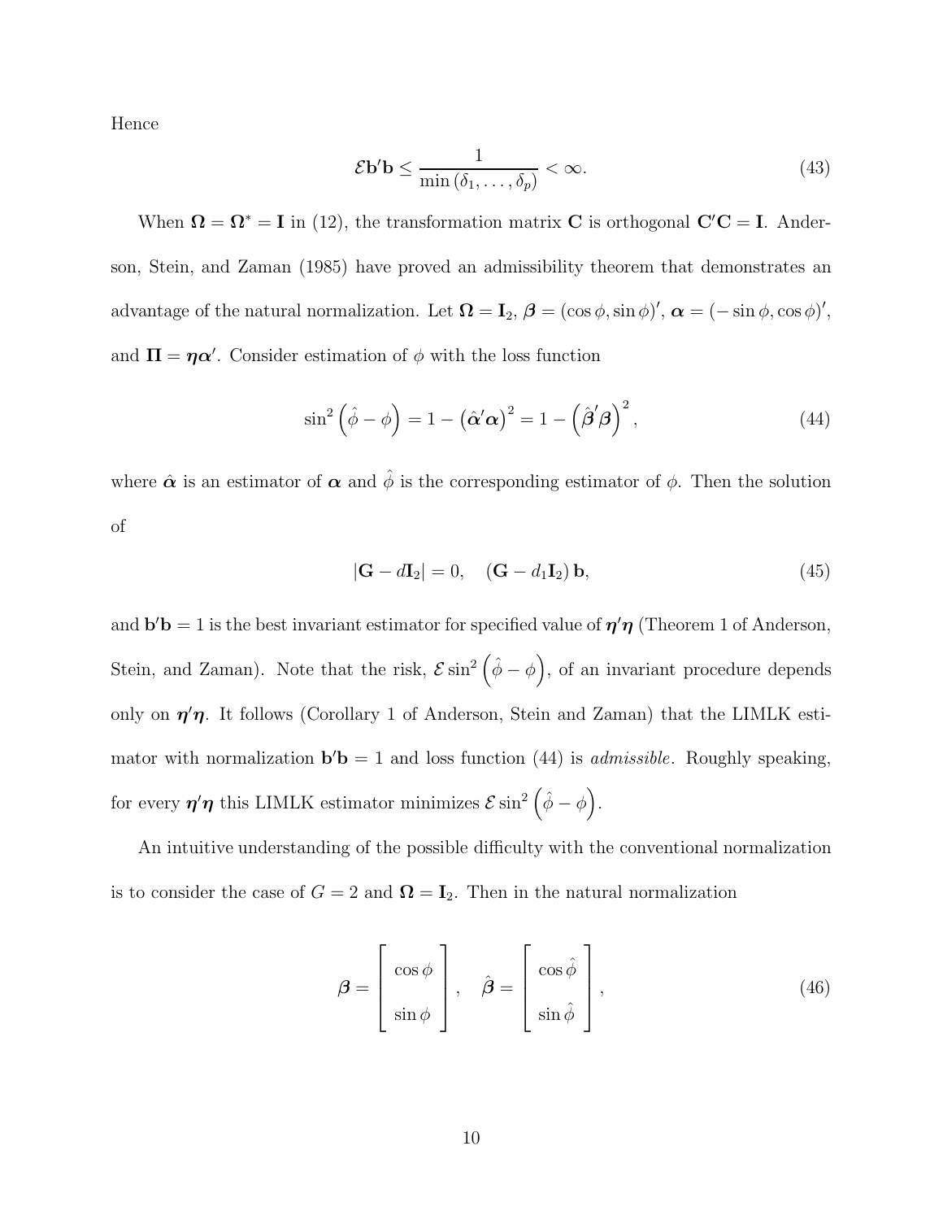Hence

$$\mathcal{E}\mathbf{b}'\mathbf{b} \leq \frac{1}{\min(\delta_1, \ldots, \delta_p)} < \infty. \tag{43}$$

When $\mathbf{\Omega} = \mathbf{\Omega}^* = \mathbf{I}$ in (12), the transformation matrix $\mathbf{C}$ is orthogonal $\mathbf{C}'\mathbf{C} = \mathbf{I}$. Anderson, Stein, and Zaman (1985) have proved an admissibility theorem that demonstrates an advantage of the natural normalization. Let $\mathbf{\Omega} = \mathbf{I}_2$, $\boldsymbol{\beta} = (\cos\phi, \sin\phi)'$, $\boldsymbol{\alpha} = (-\sin\phi, \cos\phi)'$, and $\mathbf{\Pi} = \boldsymbol{\eta}\boldsymbol{\alpha}'$. Consider estimation of $\phi$ with the loss function

$$\sin^2\left(\hat{\phi} - \phi\right) = 1 - \left(\hat{\boldsymbol{\alpha}}'\boldsymbol{\alpha}\right)^2 = 1 - \left(\hat{\boldsymbol{\beta}}'\boldsymbol{\beta}\right)^2, \tag{44}$$

where $\hat{\boldsymbol{\alpha}}$ is an estimator of $\boldsymbol{\alpha}$ and $\hat{\phi}$ is the corresponding estimator of $\phi$. Then the solution of

$$|\mathbf{G} - d\mathbf{I}_2| = 0, \quad (\mathbf{G} - d_1\mathbf{I}_2)\,\mathbf{b}, \tag{45}$$

and $\mathbf{b}'\mathbf{b} = 1$ is the best invariant estimator for specified value of $\boldsymbol{\eta}'\boldsymbol{\eta}$ (Theorem 1 of Anderson, Stein, and Zaman). Note that the risk, $\mathcal{E}\sin^2\left(\hat{\phi} - \phi\right)$, of an invariant procedure depends only on $\boldsymbol{\eta}'\boldsymbol{\eta}$. It follows (Corollary 1 of Anderson, Stein and Zaman) that the LIMLK estimator with normalization $\mathbf{b}'\mathbf{b} = 1$ and loss function (44) is *admissible*. Roughly speaking, for every $\boldsymbol{\eta}'\boldsymbol{\eta}$ this LIMLK estimator minimizes $\mathcal{E}\sin^2\left(\hat{\phi} - \phi\right)$.

An intuitive understanding of the possible difficulty with the conventional normalization is to consider the case of $G = 2$ and $\mathbf{\Omega} = \mathbf{I}_2$. Then in the natural normalization

$$\boldsymbol{\beta} = \begin{bmatrix} \cos\phi \\ \sin\phi \end{bmatrix}, \quad \hat{\boldsymbol{\beta}} = \begin{bmatrix} \cos\hat{\phi} \\ \sin\hat{\phi} \end{bmatrix}, \tag{46}$$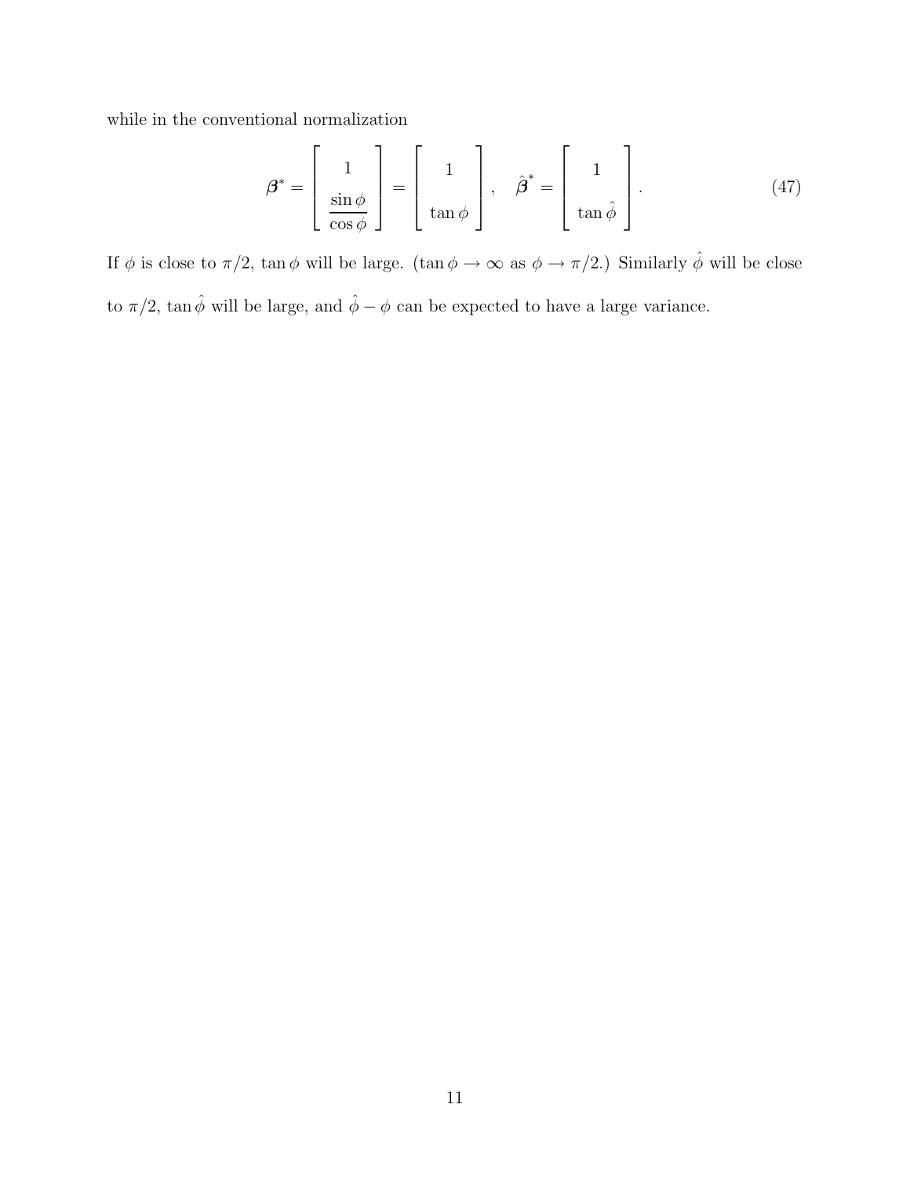while in the conventional normalization

$$\boldsymbol{\beta}^* = \begin{bmatrix} 1 \\ \dfrac{\sin\phi}{\cos\phi} \end{bmatrix} = \begin{bmatrix} 1 \\ \tan\phi \end{bmatrix}, \quad \hat{\boldsymbol{\beta}}^* = \begin{bmatrix} 1 \\ \tan\hat{\phi} \end{bmatrix}. \tag{47}$$

If $\phi$ is close to $\pi/2$, $\tan\phi$ will be large. ($\tan\phi \to \infty$ as $\phi \to \pi/2$.) Similarly $\hat{\phi}$ will be close to $\pi/2$, $\tan\hat{\phi}$ will be large, and $\hat{\phi} - \phi$ can be expected to have a large variance.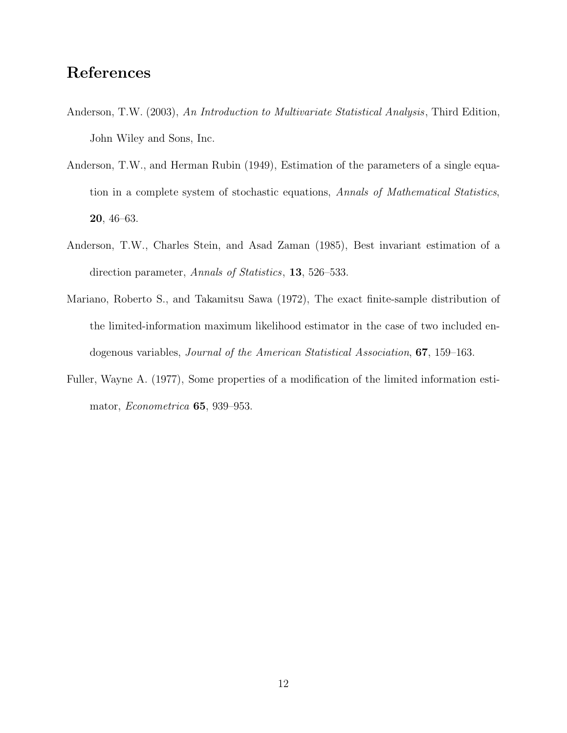# References

Anderson, T.W. (2003), *An Introduction to Multivariate Statistical Analysis*, Third Edition, John Wiley and Sons, Inc.

Anderson, T.W., and Herman Rubin (1949), Estimation of the parameters of a single equation in a complete system of stochastic equations, *Annals of Mathematical Statistics*, **20**, 46–63.

Anderson, T.W., Charles Stein, and Asad Zaman (1985), Best invariant estimation of a direction parameter, *Annals of Statistics*, **13**, 526–533.

Mariano, Roberto S., and Takamitsu Sawa (1972), The exact finite-sample distribution of the limited-information maximum likelihood estimator in the case of two included endogenous variables, *Journal of the American Statistical Association*, **67**, 159–163.

Fuller, Wayne A. (1977), Some properties of a modification of the limited information estimator, *Econometrica* **65**, 939–953.